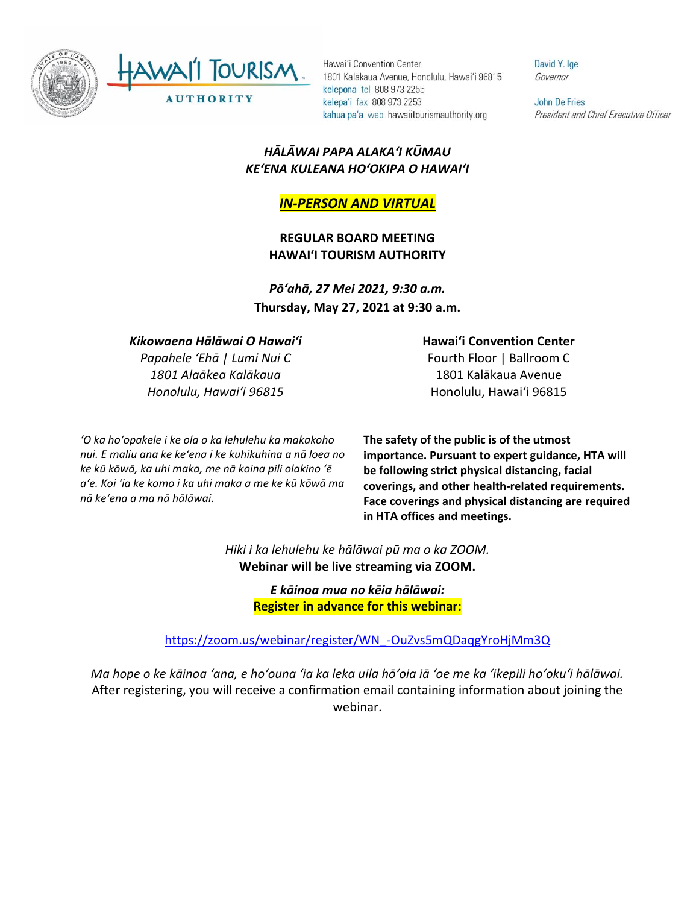Hawai'i Convention Center
1801 Kalākaua Avenue, Honolulu, Hawai'i 96815
kelepona tel 808 973 2255
kelepa'i fax 808 973 2253
kahua pa'a web hawaiitourismauthority.org

David Y. Ige
*Governor*

John De Fries
*President and Chief Executive Officer*

***HĀLĀWAI PAPA ALAKAʻI KŪMAU***
***KEʻENA KULEANA HOʻOKIPA O HAWAIʻI***

***IN-PERSON AND VIRTUAL***

**REGULAR BOARD MEETING**
**HAWAIʻI TOURISM AUTHORITY**

***Pōʻahā, 27 Mei 2021, 9:30 a.m.***
**Thursday, May 27, 2021 at 9:30 a.m.**

***Kikowaena Hālāwai O Hawaiʻi***
*Papahele ʻEhā | Lumi Nui C*
*1801 Alaākea Kalākaua*
*Honolulu, Hawaiʻi 96815*

**Hawaiʻi Convention Center**
Fourth Floor | Ballroom C
1801 Kalākaua Avenue
Honolulu, Hawaiʻi 96815

*ʻO ka hoʻopakele i ke ola o ka lehulehu ka makakoho nui. E maliu ana ke keʻena i ke kuhikuhina a nā loea no ke kū kōwā, ka uhi maka, me nā koina pili olakino ʻē aʻe. Koi ʻia ke komo i ka uhi maka a me ke kū kōwā ma nā keʻena a ma nā hālāwai.*

**The safety of the public is of the utmost importance. Pursuant to expert guidance, HTA will be following strict physical distancing, facial coverings, and other health-related requirements. Face coverings and physical distancing are required in HTA offices and meetings.**

*Hiki i ka lehulehu ke hālāwai pū ma o ka ZOOM.*
**Webinar will be live streaming via ZOOM.**

***E kāinoa mua no kēia hālāwai:***
**Register in advance for this webinar:**

https://zoom.us/webinar/register/WN_-OuZvs5mQDaqgYroHjMm3Q

*Ma hope o ke kāinoa ʻana, e hoʻouna ʻia ka leka uila hōʻoia iā ʻoe me ka ʻikepili hoʻokuʻi hālāwai.*
After registering, you will receive a confirmation email containing information about joining the webinar.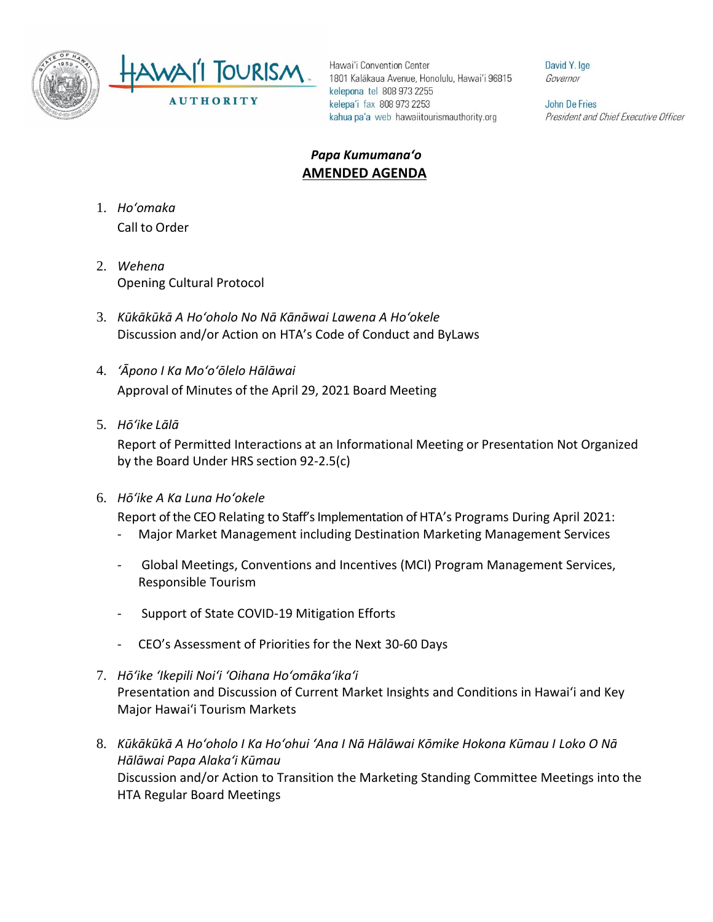Hawai'i Convention Center
1801 Kalākaua Avenue, Honolulu, Hawai'i 96815
kelepona tel 808 973 2255
kelepa'i fax 808 973 2253
kahua pa'a web hawaiitourismauthority.org

David Y. Ige
*Governor*

John De Fries
*President and Chief Executive Officer*

## *Papa Kumumanaʻo*
## AMENDED AGENDA

1. *Hoʻomaka*
   Call to Order

2. *Wehena*
   Opening Cultural Protocol

3. *Kūkākūkā A Hoʻoholo No Nā Kānāwai Lawena A Hoʻokele*
   Discussion and/or Action on HTA's Code of Conduct and ByLaws

4. *ʻĀpono I Ka Moʻoʻōlelo Hālāwai*
   Approval of Minutes of the April 29, 2021 Board Meeting

5. *Hōʻike Lālā*
   Report of Permitted Interactions at an Informational Meeting or Presentation Not Organized by the Board Under HRS section 92-2.5(c)

6. *Hōʻike A Ka Luna Hoʻokele*
   Report of the CEO Relating to Staff's Implementation of HTA's Programs During April 2021:
   - Major Market Management including Destination Marketing Management Services
   - Global Meetings, Conventions and Incentives (MCI) Program Management Services, Responsible Tourism
   - Support of State COVID-19 Mitigation Efforts
   - CEO's Assessment of Priorities for the Next 30-60 Days

7. *Hōʻike ʻIkepili Noiʻi ʻOihana Hoʻomākaʻikaʻi*
   Presentation and Discussion of Current Market Insights and Conditions in Hawaiʻi and Key Major Hawaiʻi Tourism Markets

8. *Kūkākūkā A Hoʻoholo I Ka Hoʻohui ʻAna I Nā Hālāwai Kōmike Hokona Kūmau I Loko O Nā Hālāwai Papa Alakaʻi Kūmau*
   Discussion and/or Action to Transition the Marketing Standing Committee Meetings into the HTA Regular Board Meetings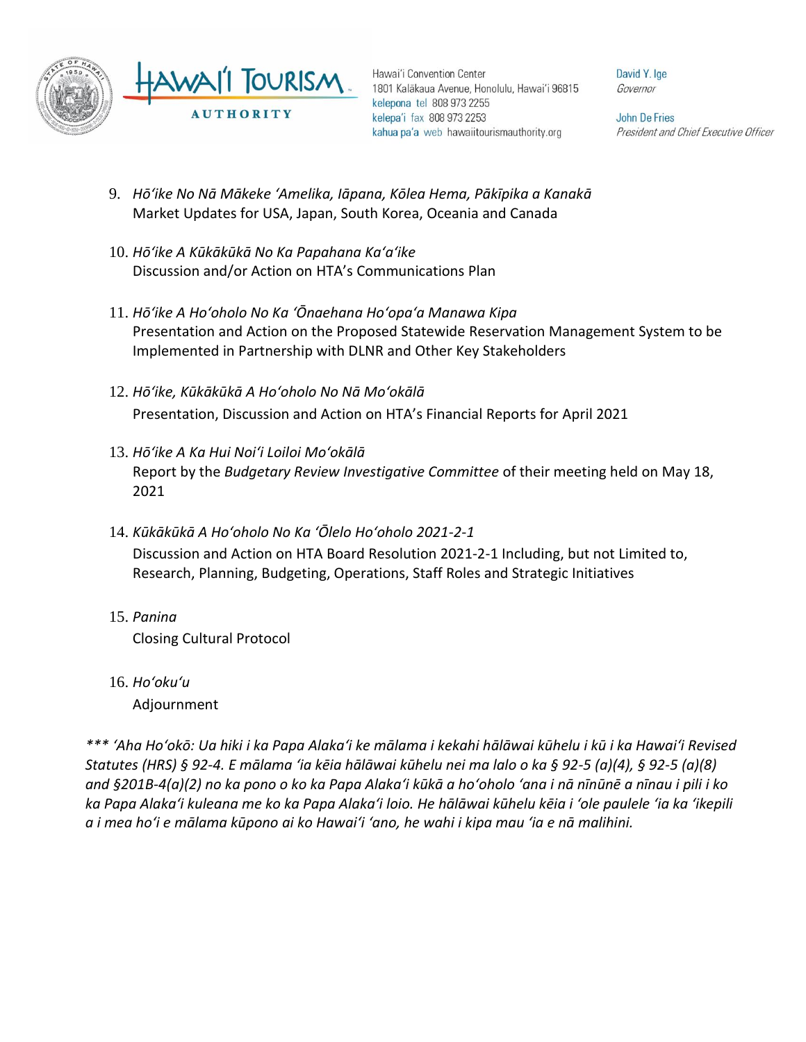9. *Hōʻike No Nā Mākeke ʻAmelika, Iāpana, Kōlea Hema, Pākīpika a Kanakā*
   Market Updates for USA, Japan, South Korea, Oceania and Canada

10. *Hōʻike A Kūkākūkā No Ka Papahana Kaʻaʻike*
    Discussion and/or Action on HTA's Communications Plan

11. *Hōʻike A Hoʻoholo No Ka ʻŌnaehana Hoʻopaʻa Manawa Kipa*
    Presentation and Action on the Proposed Statewide Reservation Management System to be Implemented in Partnership with DLNR and Other Key Stakeholders

12. *Hōʻike, Kūkākūkā A Hoʻoholo No Nā Moʻokālā*
    Presentation, Discussion and Action on HTA's Financial Reports for April 2021

13. *Hōʻike A Ka Hui Noiʻi Loiloi Moʻokālā*
    Report by the *Budgetary Review Investigative Committee* of their meeting held on May 18, 2021

14. *Kūkākūkā A Hoʻoholo No Ka ʻŌlelo Hoʻoholo 2021-2-1*
    Discussion and Action on HTA Board Resolution 2021-2-1 Including, but not Limited to, Research, Planning, Budgeting, Operations, Staff Roles and Strategic Initiatives

15. *Panina*
    Closing Cultural Protocol

16. *Hoʻokuʻu*
    Adjournment

*\*\*\* ʻAha Hoʻokō: Ua hiki i ka Papa Alakaʻi ke mālama i kekahi hālāwai kūhelu i kū i ka Hawaiʻi Revised Statutes (HRS) § 92-4. E mālama ʻia kēia hālāwai kūhelu nei ma lalo o ka § 92-5 (a)(4), § 92-5 (a)(8) and §201B-4(a)(2) no ka pono o ko ka Papa Alakaʻi kūkā a hoʻoholo ʻana i nā nīnūnē a nīnau i pili i ko ka Papa Alakaʻi kuleana me ko ka Papa Alakaʻi loio. He hālāwai kūhelu kēia i ʻole paulele ʻia ka ʻikepili a i mea hoʻi e mālama kūpono ai ko Hawaiʻi ʻano, he wahi i kipa mau ʻia e nā malihini.*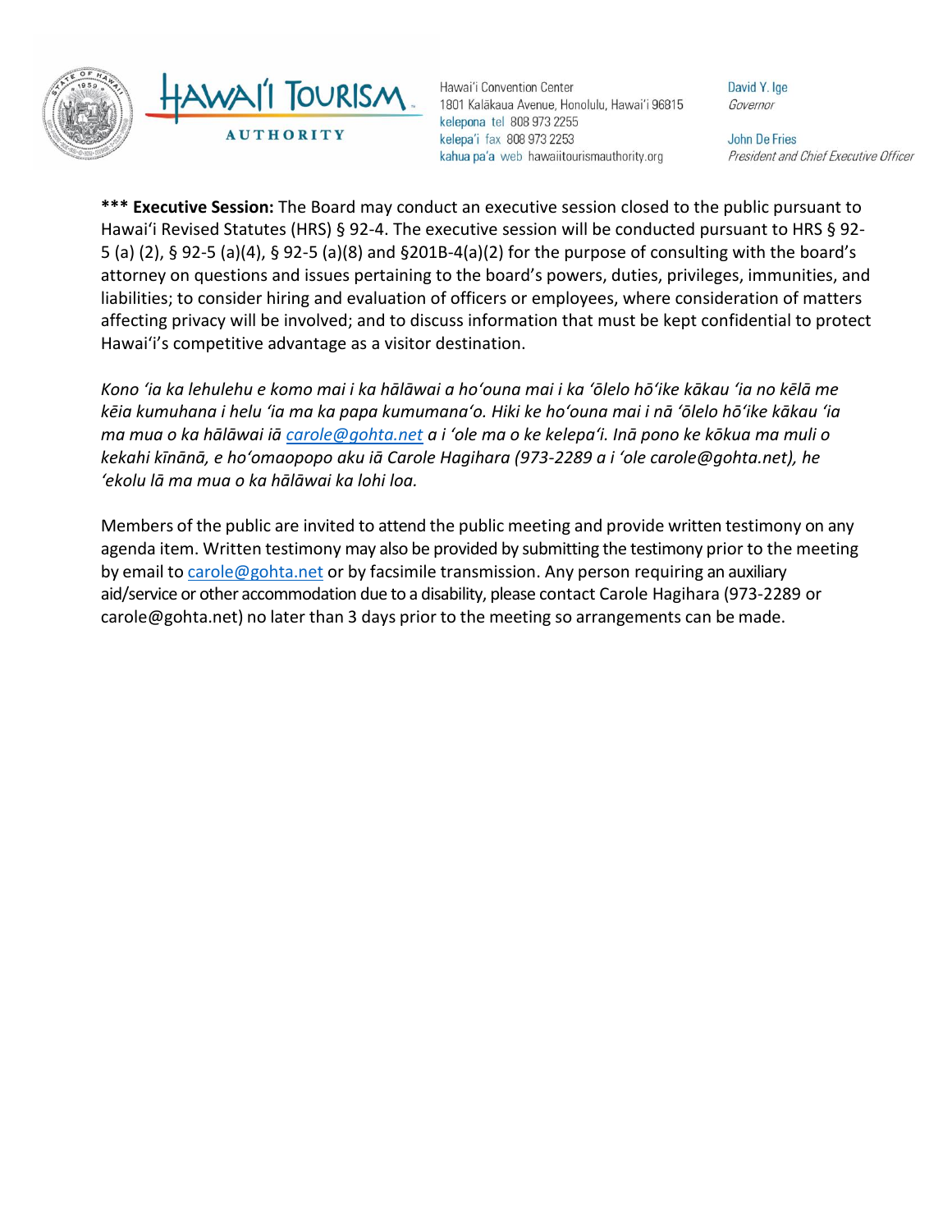*** **Executive Session:** The Board may conduct an executive session closed to the public pursuant to Hawaiʻi Revised Statutes (HRS) § 92-4. The executive session will be conducted pursuant to HRS § 92-5 (a) (2), § 92-5 (a)(4), § 92-5 (a)(8) and §201B-4(a)(2) for the purpose of consulting with the board's attorney on questions and issues pertaining to the board's powers, duties, privileges, immunities, and liabilities; to consider hiring and evaluation of officers or employees, where consideration of matters affecting privacy will be involved; and to discuss information that must be kept confidential to protect Hawaiʻi's competitive advantage as a visitor destination.

*Kono ʻia ka lehulehu e komo mai i ka hālāwai a hoʻouna mai i ka ʻōlelo hōʻike kākau ʻia no kēlā me kēia kumuhana i helu ʻia ma ka papa kumumanaʻo. Hiki ke hoʻouna mai i nā ʻōlelo hōʻike kākau ʻia ma mua o ka hālāwai iā [carole@gohta.net](mailto:carole@gohta.net) a i ʻole ma o ke kelepaʻi. Inā pono ke kōkua ma muli o kekahi kīnānā, e hoʻomaopopo aku iā Carole Hagihara (973-2289 a i ʻole carole@gohta.net), he ʻekolu lā ma mua o ka hālāwai ka lohi loa.*

Members of the public are invited to attend the public meeting and provide written testimony on any agenda item. Written testimony may also be provided by submitting the testimony prior to the meeting by email to [carole@gohta.net](mailto:carole@gohta.net) or by facsimile transmission. Any person requiring an auxiliary aid/service or other accommodation due to a disability, please contact Carole Hagihara (973-2289 or carole@gohta.net) no later than 3 days prior to the meeting so arrangements can be made.